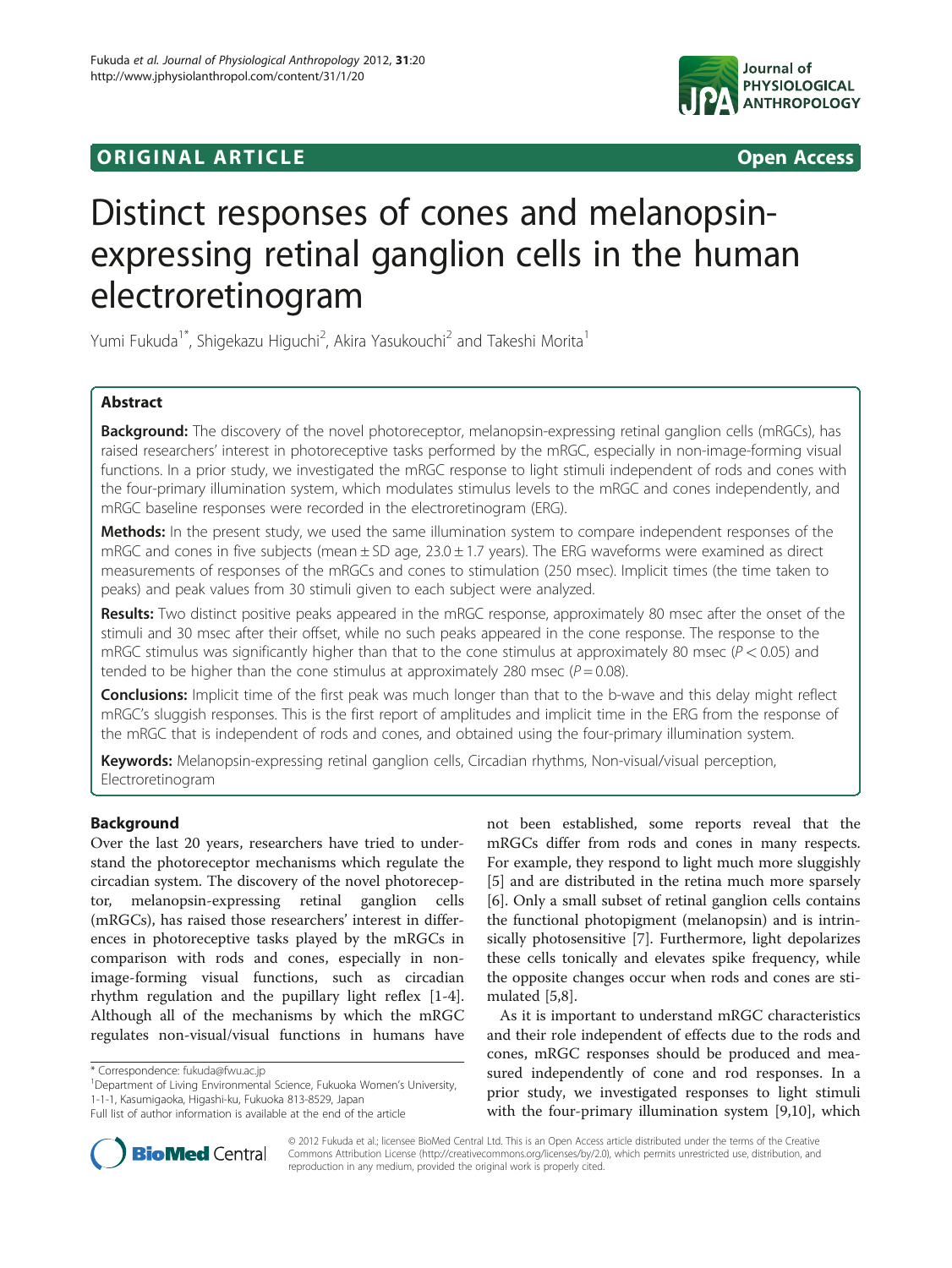ORIGINAL ARTICLE | Open Access

# Distinct responses of cones and melanopsin-expressing retinal ganglion cells in the human electroretinogram

Yumi Fukuda[1*], Shigekazu Higuchi[2], Akira Yasukouchi[2] and Takeshi Morita[1]

## Abstract

**Background:** The discovery of the novel photoreceptor, melanopsin-expressing retinal ganglion cells (mRGCs), has raised researchers' interest in photoreceptive tasks performed by the mRGC, especially in non-image-forming visual functions. In a prior study, we investigated the mRGC response to light stimuli independent of rods and cones with the four-primary illumination system, which modulates stimulus levels to the mRGC and cones independently, and mRGC baseline responses were recorded in the electroretinogram (ERG).

**Methods:** In the present study, we used the same illumination system to compare independent responses of the mRGC and cones in five subjects (mean ± SD age, 23.0 ± 1.7 years). The ERG waveforms were examined as direct measurements of responses of the mRGCs and cones to stimulation (250 msec). Implicit times (the time taken to peaks) and peak values from 30 stimuli given to each subject were analyzed.

**Results:** Two distinct positive peaks appeared in the mRGC response, approximately 80 msec after the onset of the stimuli and 30 msec after their offset, while no such peaks appeared in the cone response. The response to the mRGC stimulus was significantly higher than that to the cone stimulus at approximately 80 msec ($P < 0.05$) and tended to be higher than the cone stimulus at approximately 280 msec ($P = 0.08$).

**Conclusions:** Implicit time of the first peak was much longer than that to the b-wave and this delay might reflect mRGC's sluggish responses. This is the first report of amplitudes and implicit time in the ERG from the response of the mRGC that is independent of rods and cones, and obtained using the four-primary illumination system.

**Keywords:** Melanopsin-expressing retinal ganglion cells, Circadian rhythms, Non-visual/visual perception, Electroretinogram

## Background

Over the last 20 years, researchers have tried to understand the photoreceptor mechanisms which regulate the circadian system. The discovery of the novel photoreceptor, melanopsin-expressing retinal ganglion cells (mRGCs), has raised those researchers' interest in differences in photoreceptive tasks played by the mRGCs in comparison with rods and cones, especially in non-image-forming visual functions, such as circadian rhythm regulation and the pupillary light reflex [1-4]. Although all of the mechanisms by which the mRGC regulates non-visual/visual functions in humans have not been established, some reports reveal that the mRGCs differ from rods and cones in many respects. For example, they respond to light much more sluggishly [5] and are distributed in the retina much more sparsely [6]. Only a small subset of retinal ganglion cells contains the functional photopigment (melanopsin) and is intrinsically photosensitive [7]. Furthermore, light depolarizes these cells tonically and elevates spike frequency, while the opposite changes occur when rods and cones are stimulated [5,8].

As it is important to understand mRGC characteristics and their role independent of effects due to the rods and cones, mRGC responses should be produced and measured independently of cone and rod responses. In a prior study, we investigated responses to light stimuli with the four-primary illumination system [9,10], which

\* Correspondence: fukuda@fwu.ac.jp
[1]Department of Living Environmental Science, Fukuoka Women's University, 1-1-1, Kasumigaoka, Higashi-ku, Fukuoka 813-8529, Japan
Full list of author information is available at the end of the article

© 2012 Fukuda et al.; licensee BioMed Central Ltd. This is an Open Access article distributed under the terms of the Creative Commons Attribution License (http://creativecommons.org/licenses/by/2.0), which permits unrestricted use, distribution, and reproduction in any medium, provided the original work is properly cited.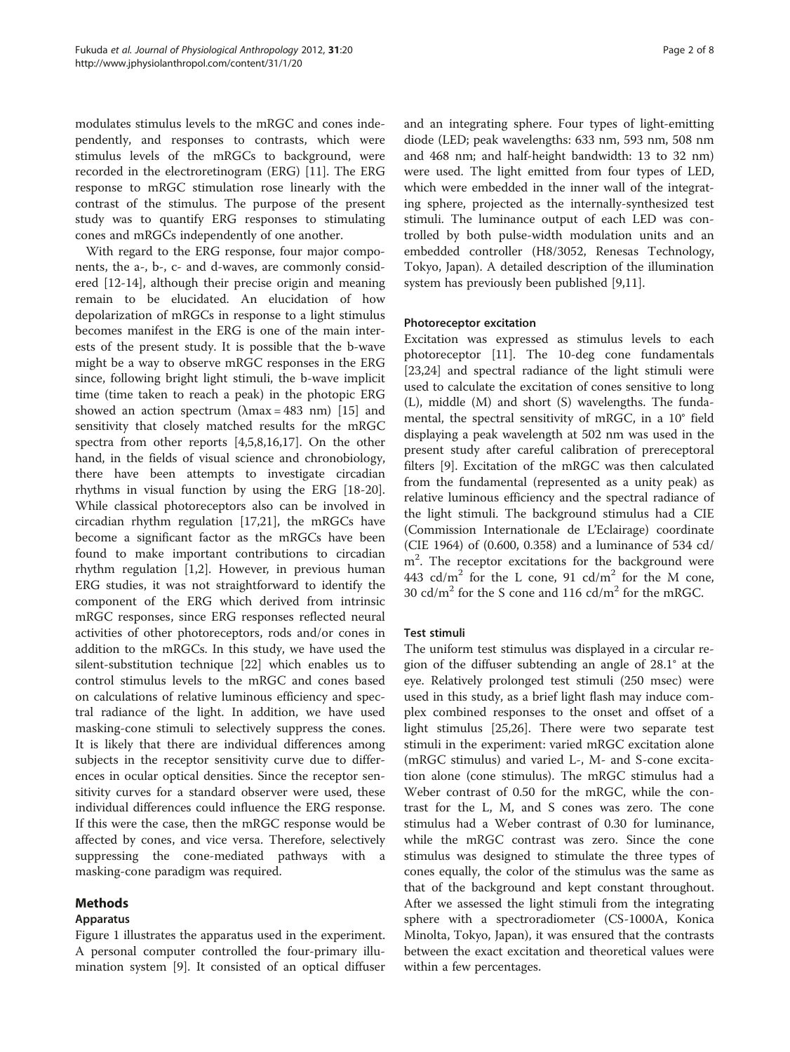modulates stimulus levels to the mRGC and cones independently, and responses to contrasts, which were stimulus levels of the mRGCs to background, were recorded in the electroretinogram (ERG) [11]. The ERG response to mRGC stimulation rose linearly with the contrast of the stimulus. The purpose of the present study was to quantify ERG responses to stimulating cones and mRGCs independently of one another.

With regard to the ERG response, four major components, the a-, b-, c- and d-waves, are commonly considered [12-14], although their precise origin and meaning remain to be elucidated. An elucidation of how depolarization of mRGCs in response to a light stimulus becomes manifest in the ERG is one of the main interests of the present study. It is possible that the b-wave might be a way to observe mRGC responses in the ERG since, following bright light stimuli, the b-wave implicit time (time taken to reach a peak) in the photopic ERG showed an action spectrum ($\lambda$max = 483 nm) [15] and sensitivity that closely matched results for the mRGC spectra from other reports [4,5,8,16,17]. On the other hand, in the fields of visual science and chronobiology, there have been attempts to investigate circadian rhythms in visual function by using the ERG [18-20]. While classical photoreceptors also can be involved in circadian rhythm regulation [17,21], the mRGCs have become a significant factor as the mRGCs have been found to make important contributions to circadian rhythm regulation [1,2]. However, in previous human ERG studies, it was not straightforward to identify the component of the ERG which derived from intrinsic mRGC responses, since ERG responses reflected neural activities of other photoreceptors, rods and/or cones in addition to the mRGCs. In this study, we have used the silent-substitution technique [22] which enables us to control stimulus levels to the mRGC and cones based on calculations of relative luminous efficiency and spectral radiance of the light. In addition, we have used masking-cone stimuli to selectively suppress the cones. It is likely that there are individual differences among subjects in the receptor sensitivity curve due to differences in ocular optical densities. Since the receptor sensitivity curves for a standard observer were used, these individual differences could influence the ERG response. If this were the case, then the mRGC response would be affected by cones, and vice versa. Therefore, selectively suppressing the cone-mediated pathways with a masking-cone paradigm was required.

## Methods

### Apparatus

Figure 1 illustrates the apparatus used in the experiment. A personal computer controlled the four-primary illumination system [9]. It consisted of an optical diffuser and an integrating sphere. Four types of light-emitting diode (LED; peak wavelengths: 633 nm, 593 nm, 508 nm and 468 nm; and half-height bandwidth: 13 to 32 nm) were used. The light emitted from four types of LED, which were embedded in the inner wall of the integrating sphere, projected as the internally-synthesized test stimuli. The luminance output of each LED was controlled by both pulse-width modulation units and an embedded controller (H8/3052, Renesas Technology, Tokyo, Japan). A detailed description of the illumination system has previously been published [9,11].

### Photoreceptor excitation

Excitation was expressed as stimulus levels to each photoreceptor [11]. The 10-deg cone fundamentals [23,24] and spectral radiance of the light stimuli were used to calculate the excitation of cones sensitive to long (L), middle (M) and short (S) wavelengths. The fundamental, the spectral sensitivity of mRGC, in a 10° field displaying a peak wavelength at 502 nm was used in the present study after careful calibration of prereceptoral filters [9]. Excitation of the mRGC was then calculated from the fundamental (represented as a unity peak) as relative luminous efficiency and the spectral radiance of the light stimuli. The background stimulus had a CIE (Commission Internationale de L'Eclairage) coordinate (CIE 1964) of (0.600, 0.358) and a luminance of 534 cd/m$^2$. The receptor excitations for the background were 443 cd/m$^2$ for the L cone, 91 cd/m$^2$ for the M cone, 30 cd/m$^2$ for the S cone and 116 cd/m$^2$ for the mRGC.

### Test stimuli

The uniform test stimulus was displayed in a circular region of the diffuser subtending an angle of 28.1° at the eye. Relatively prolonged test stimuli (250 msec) were used in this study, as a brief light flash may induce complex combined responses to the onset and offset of a light stimulus [25,26]. There were two separate test stimuli in the experiment: varied mRGC excitation alone (mRGC stimulus) and varied L-, M- and S-cone excitation alone (cone stimulus). The mRGC stimulus had a Weber contrast of 0.50 for the mRGC, while the contrast for the L, M, and S cones was zero. The cone stimulus had a Weber contrast of 0.30 for luminance, while the mRGC contrast was zero. Since the cone stimulus was designed to stimulate the three types of cones equally, the color of the stimulus was the same as that of the background and kept constant throughout. After we assessed the light stimuli from the integrating sphere with a spectroradiometer (CS-1000A, Konica Minolta, Tokyo, Japan), it was ensured that the contrasts between the exact excitation and theoretical values were within a few percentages.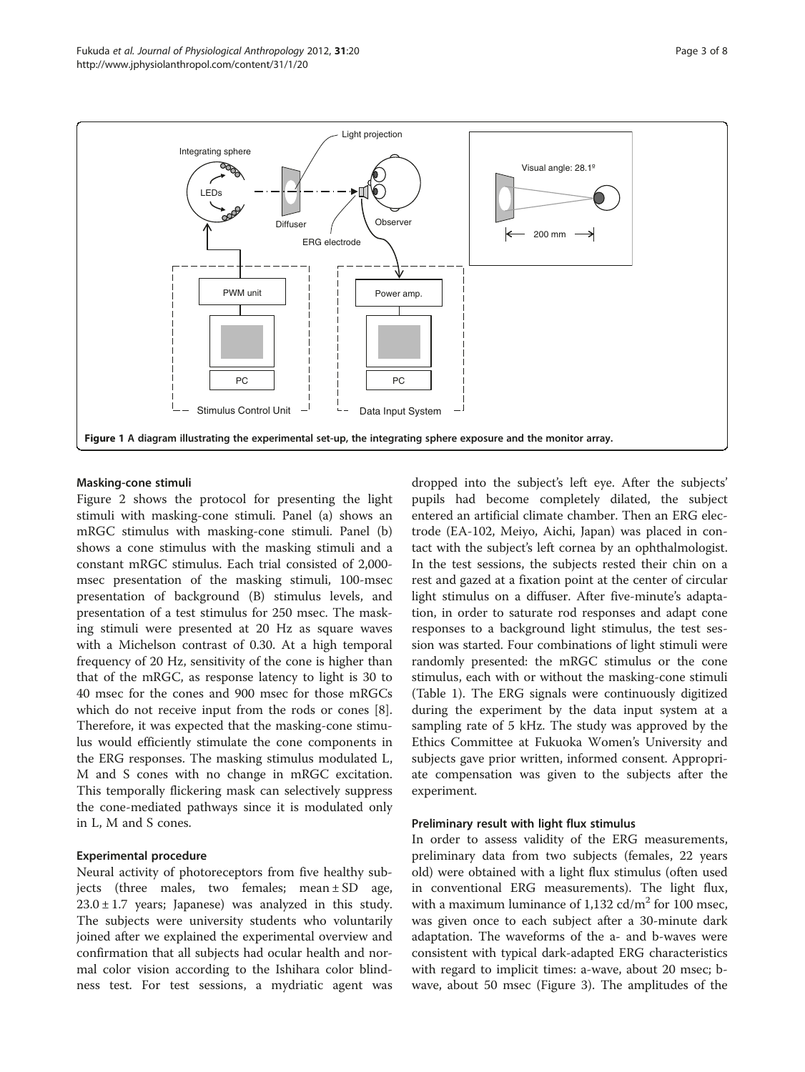Figure 1 A diagram illustrating the experimental set-up, the integrating sphere exposure and the monitor array.

### Masking-cone stimuli

Figure 2 shows the protocol for presenting the light stimuli with masking-cone stimuli. Panel (a) shows an mRGC stimulus with masking-cone stimuli. Panel (b) shows a cone stimulus with the masking stimuli and a constant mRGC stimulus. Each trial consisted of 2,000-msec presentation of the masking stimuli, 100-msec presentation of background (B) stimulus levels, and presentation of a test stimulus for 250 msec. The masking stimuli were presented at 20 Hz as square waves with a Michelson contrast of 0.30. At a high temporal frequency of 20 Hz, sensitivity of the cone is higher than that of the mRGC, as response latency to light is 30 to 40 msec for the cones and 900 msec for those mRGCs which do not receive input from the rods or cones [8]. Therefore, it was expected that the masking-cone stimulus would efficiently stimulate the cone components in the ERG responses. The masking stimulus modulated L, M and S cones with no change in mRGC excitation. This temporally flickering mask can selectively suppress the cone-mediated pathways since it is modulated only in L, M and S cones.

### Experimental procedure

Neural activity of photoreceptors from five healthy subjects (three males, two females; mean ± SD age, 23.0 ± 1.7 years; Japanese) was analyzed in this study. The subjects were university students who voluntarily joined after we explained the experimental overview and confirmation that all subjects had ocular health and normal color vision according to the Ishihara color blindness test. For test sessions, a mydriatic agent was dropped into the subject's left eye. After the subjects' pupils had become completely dilated, the subject entered an artificial climate chamber. Then an ERG electrode (EA-102, Meiyo, Aichi, Japan) was placed in contact with the subject's left cornea by an ophthalmologist. In the test sessions, the subjects rested their chin on a rest and gazed at a fixation point at the center of circular light stimulus on a diffuser. After five-minute's adaptation, in order to saturate rod responses and adapt cone responses to a background light stimulus, the test session was started. Four combinations of light stimuli were randomly presented: the mRGC stimulus or the cone stimulus, each with or without the masking-cone stimuli (Table 1). The ERG signals were continuously digitized during the experiment by the data input system at a sampling rate of 5 kHz. The study was approved by the Ethics Committee at Fukuoka Women's University and subjects gave prior written, informed consent. Appropriate compensation was given to the subjects after the experiment.

### Preliminary result with light flux stimulus

In order to assess validity of the ERG measurements, preliminary data from two subjects (females, 22 years old) were obtained with a light flux stimulus (often used in conventional ERG measurements). The light flux, with a maximum luminance of 1,132 cd/$m^2$ for 100 msec, was given once to each subject after a 30-minute dark adaptation. The waveforms of the a- and b-waves were consistent with typical dark-adapted ERG characteristics with regard to implicit times: a-wave, about 20 msec; b-wave, about 50 msec (Figure 3). The amplitudes of the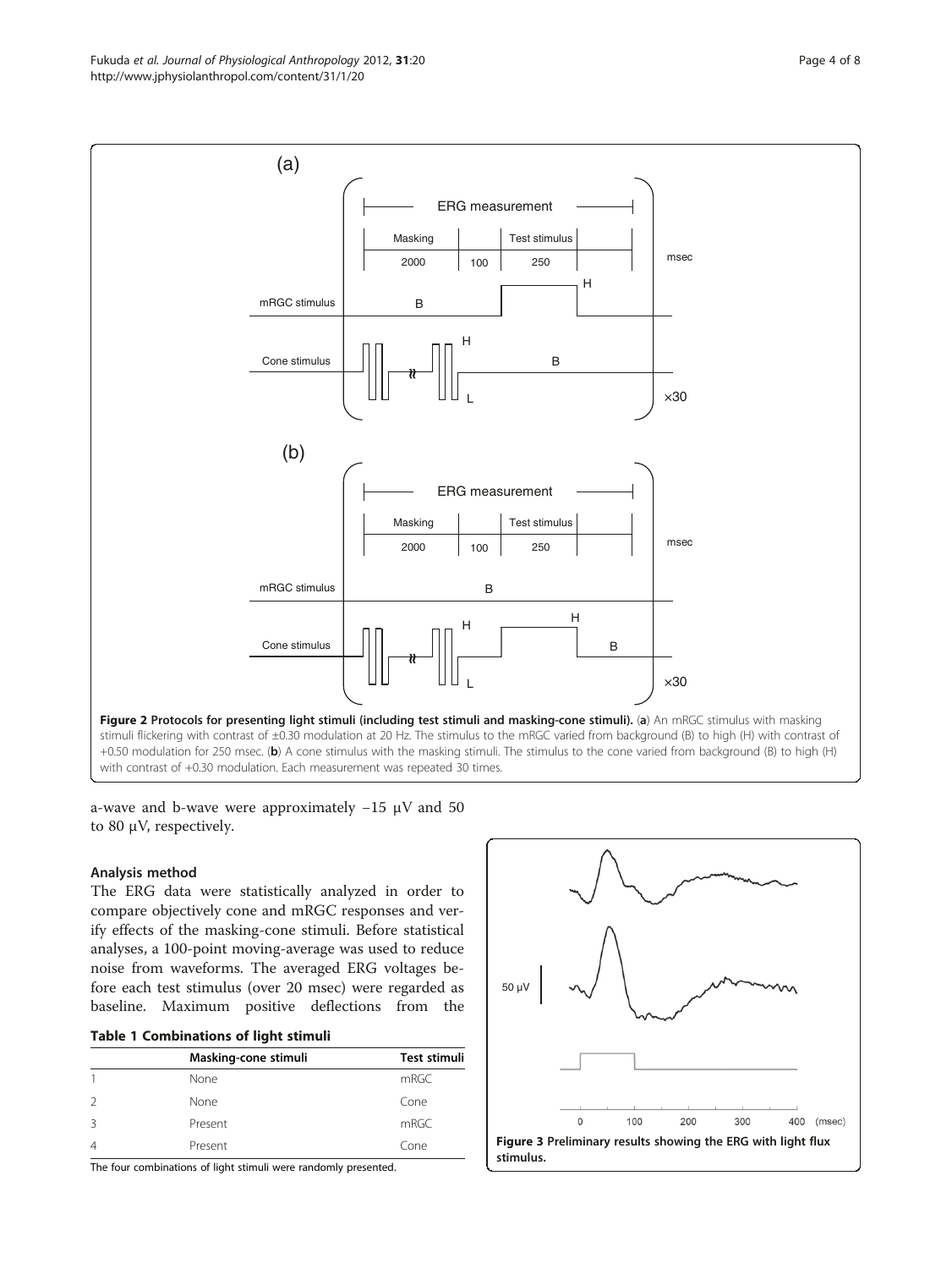Figure 2 Protocols for presenting light stimuli (including test stimuli and masking-cone stimuli). (a) An mRGC stimulus with masking stimuli flickering with contrast of ±0.30 modulation at 20 Hz. The stimulus to the mRGC varied from background (B) to high (H) with contrast of +0.50 modulation for 250 msec. (b) A cone stimulus with the masking stimuli. The stimulus to the cone varied from background (B) to high (H) with contrast of +0.30 modulation. Each measurement was repeated 30 times.

a-wave and b-wave were approximately −15 μV and 50 to 80 μV, respectively.

### Analysis method

The ERG data were statistically analyzed in order to compare objectively cone and mRGC responses and verify effects of the masking-cone stimuli. Before statistical analyses, a 100-point moving-average was used to reduce noise from waveforms. The averaged ERG voltages before each test stimulus (over 20 msec) were regarded as baseline. Maximum positive deflections from the

**Table 1 Combinations of light stimuli**

| | Masking-cone stimuli | Test stimuli |
|---|---|---|
| 1 | None | mRGC |
| 2 | None | Cone |
| 3 | Present | mRGC |
| 4 | Present | Cone |

The four combinations of light stimuli were randomly presented.

Figure 3 Preliminary results showing the ERG with light flux stimulus.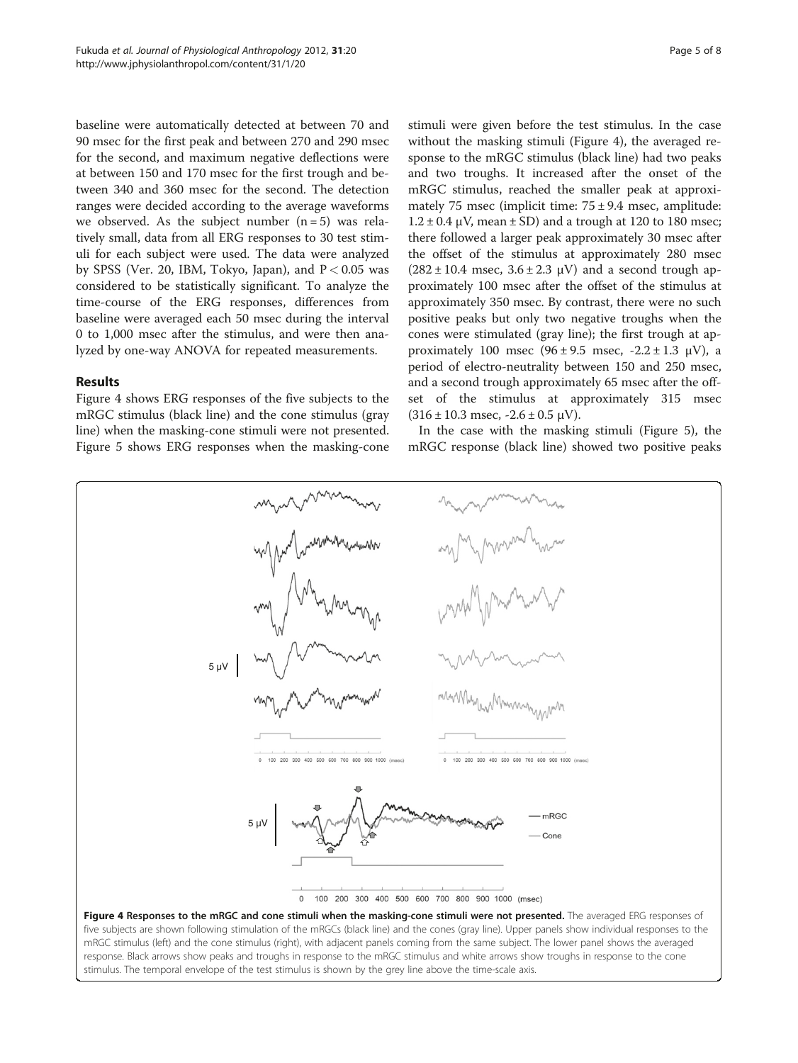baseline were automatically detected at between 70 and 90 msec for the first peak and between 270 and 290 msec for the second, and maximum negative deflections were at between 150 and 170 msec for the first trough and between 340 and 360 msec for the second. The detection ranges were decided according to the average waveforms we observed. As the subject number (n = 5) was relatively small, data from all ERG responses to 30 test stimuli for each subject were used. The data were analyzed by SPSS (Ver. 20, IBM, Tokyo, Japan), and $P < 0.05$ was considered to be statistically significant. To analyze the time-course of the ERG responses, differences from baseline were averaged each 50 msec during the interval 0 to 1,000 msec after the stimulus, and were then analyzed by one-way ANOVA for repeated measurements.

## Results

Figure 4 shows ERG responses of the five subjects to the mRGC stimulus (black line) and the cone stimulus (gray line) when the masking-cone stimuli were not presented. Figure 5 shows ERG responses when the masking-cone stimuli were given before the test stimulus. In the case without the masking stimuli (Figure 4), the averaged response to the mRGC stimulus (black line) had two peaks and two troughs. It increased after the onset of the mRGC stimulus, reached the smaller peak at approximately 75 msec (implicit time: 75 ± 9.4 msec, amplitude: 1.2 ± 0.4 μV, mean ± SD) and a trough at 120 to 180 msec; there followed a larger peak approximately 30 msec after the offset of the stimulus at approximately 280 msec (282 ± 10.4 msec, 3.6 ± 2.3 μV) and a second trough approximately 100 msec after the offset of the stimulus at approximately 350 msec. By contrast, there were no such positive peaks but only two negative troughs when the cones were stimulated (gray line); the first trough at approximately 100 msec (96 ± 9.5 msec, -2.2 ± 1.3 μV), a period of electro-neutrality between 150 and 250 msec, and a second trough approximately 65 msec after the offset of the stimulus at approximately 315 msec (316 ± 10.3 msec, -2.6 ± 0.5 μV).

In the case with the masking stimuli (Figure 5), the mRGC response (black line) showed two positive peaks

**Figure 4 Responses to the mRGC and cone stimuli when the masking-cone stimuli were not presented.** The averaged ERG responses of five subjects are shown following stimulation of the mRGCs (black line) and the cones (gray line). Upper panels show individual responses to the mRGC stimulus (left) and the cone stimulus (right), with adjacent panels coming from the same subject. The lower panel shows the averaged response. Black arrows show peaks and troughs in response to the mRGC stimulus and white arrows show troughs in response to the cone stimulus. The temporal envelope of the test stimulus is shown by the grey line above the time-scale axis.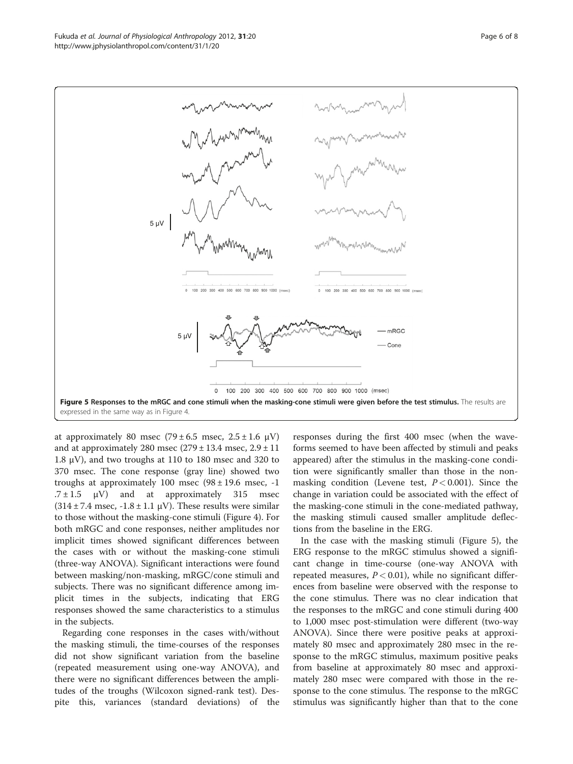Figure 5 Responses to the mRGC and cone stimuli when the masking-cone stimuli were given before the test stimulus. The results are expressed in the same way as in Figure 4.

at approximately 80 msec (79 ± 6.5 msec, 2.5 ± 1.6 μV) and at approximately 280 msec (279 ± 13.4 msec, 2.9 ± 11 1.8 μV), and two troughs at 110 to 180 msec and 320 to 370 msec. The cone response (gray line) showed two troughs at approximately 100 msec (98 ± 19.6 msec, -1 .7 ± 1.5 μV) and at approximately 315 msec (314 ± 7.4 msec, -1.8 ± 1.1 μV). These results were similar to those without the masking-cone stimuli (Figure 4). For both mRGC and cone responses, neither amplitudes nor implicit times showed significant differences between the cases with or without the masking-cone stimuli (three-way ANOVA). Significant interactions were found between masking/non-masking, mRGC/cone stimuli and subjects. There was no significant difference among implicit times in the subjects, indicating that ERG responses showed the same characteristics to a stimulus in the subjects.

Regarding cone responses in the cases with/without the masking stimuli, the time-courses of the responses did not show significant variation from the baseline (repeated measurement using one-way ANOVA), and there were no significant differences between the amplitudes of the troughs (Wilcoxon signed-rank test). Despite this, variances (standard deviations) of the responses during the first 400 msec (when the waveforms seemed to have been affected by stimuli and peaks appeared) after the stimulus in the masking-cone condition were significantly smaller than those in the non-masking condition (Levene test, $P < 0.001$). Since the change in variation could be associated with the effect of the masking-cone stimuli in the cone-mediated pathway, the masking stimuli caused smaller amplitude deflections from the baseline in the ERG.

In the case with the masking stimuli (Figure 5), the ERG response to the mRGC stimulus showed a significant change in time-course (one-way ANOVA with repeated measures, $P < 0.01$), while no significant differences from baseline were observed with the response to the cone stimulus. There was no clear indication that the responses to the mRGC and cone stimuli during 400 to 1,000 msec post-stimulation were different (two-way ANOVA). Since there were positive peaks at approximately 80 msec and approximately 280 msec in the response to the mRGC stimulus, maximum positive peaks from baseline at approximately 80 msec and approximately 280 msec were compared with those in the response to the cone stimulus. The response to the mRGC stimulus was significantly higher than that to the cone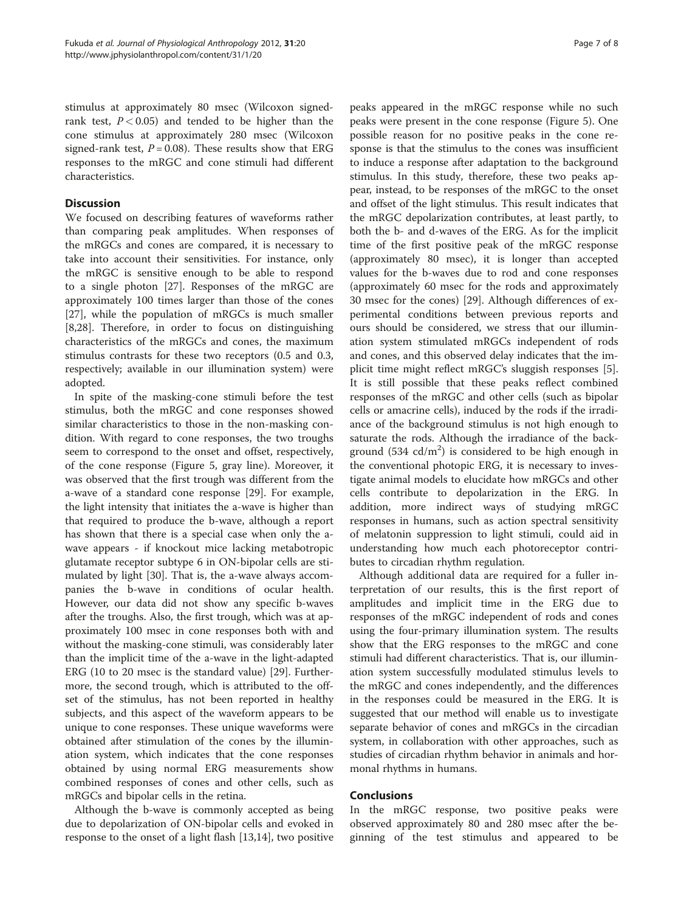stimulus at approximately 80 msec (Wilcoxon signed-rank test, $P < 0.05$) and tended to be higher than the cone stimulus at approximately 280 msec (Wilcoxon signed-rank test, $P = 0.08$). These results show that ERG responses to the mRGC and cone stimuli had different characteristics.

## Discussion

We focused on describing features of waveforms rather than comparing peak amplitudes. When responses of the mRGCs and cones are compared, it is necessary to take into account their sensitivities. For instance, only the mRGC is sensitive enough to be able to respond to a single photon [27]. Responses of the mRGC are approximately 100 times larger than those of the cones [27], while the population of mRGCs is much smaller [8,28]. Therefore, in order to focus on distinguishing characteristics of the mRGCs and cones, the maximum stimulus contrasts for these two receptors (0.5 and 0.3, respectively; available in our illumination system) were adopted.

In spite of the masking-cone stimuli before the test stimulus, both the mRGC and cone responses showed similar characteristics to those in the non-masking condition. With regard to cone responses, the two troughs seem to correspond to the onset and offset, respectively, of the cone response (Figure 5, gray line). Moreover, it was observed that the first trough was different from the a-wave of a standard cone response [29]. For example, the light intensity that initiates the a-wave is higher than that required to produce the b-wave, although a report has shown that there is a special case when only the a-wave appears - if knockout mice lacking metabotropic glutamate receptor subtype 6 in ON-bipolar cells are stimulated by light [30]. That is, the a-wave always accompanies the b-wave in conditions of ocular health. However, our data did not show any specific b-waves after the troughs. Also, the first trough, which was at approximately 100 msec in cone responses both with and without the masking-cone stimuli, was considerably later than the implicit time of the a-wave in the light-adapted ERG (10 to 20 msec is the standard value) [29]. Furthermore, the second trough, which is attributed to the offset of the stimulus, has not been reported in healthy subjects, and this aspect of the waveform appears to be unique to cone responses. These unique waveforms were obtained after stimulation of the cones by the illumination system, which indicates that the cone responses obtained by using normal ERG measurements show combined responses of cones and other cells, such as mRGCs and bipolar cells in the retina.

Although the b-wave is commonly accepted as being due to depolarization of ON-bipolar cells and evoked in response to the onset of a light flash [13,14], two positive peaks appeared in the mRGC response while no such peaks were present in the cone response (Figure 5). One possible reason for no positive peaks in the cone response is that the stimulus to the cones was insufficient to induce a response after adaptation to the background stimulus. In this study, therefore, these two peaks appear, instead, to be responses of the mRGC to the onset and offset of the light stimulus. This result indicates that the mRGC depolarization contributes, at least partly, to both the b- and d-waves of the ERG. As for the implicit time of the first positive peak of the mRGC response (approximately 80 msec), it is longer than accepted values for the b-waves due to rod and cone responses (approximately 60 msec for the rods and approximately 30 msec for the cones) [29]. Although differences of experimental conditions between previous reports and ours should be considered, we stress that our illumination system stimulated mRGCs independent of rods and cones, and this observed delay indicates that the implicit time might reflect mRGC's sluggish responses [5]. It is still possible that these peaks reflect combined responses of the mRGC and other cells (such as bipolar cells or amacrine cells), induced by the rods if the irradiance of the background stimulus is not high enough to saturate the rods. Although the irradiance of the background (534 cd/$m^2$) is considered to be high enough in the conventional photopic ERG, it is necessary to investigate animal models to elucidate how mRGCs and other cells contribute to depolarization in the ERG. In addition, more indirect ways of studying mRGC responses in humans, such as action spectral sensitivity of melatonin suppression to light stimuli, could aid in understanding how much each photoreceptor contributes to circadian rhythm regulation.

Although additional data are required for a fuller interpretation of our results, this is the first report of amplitudes and implicit time in the ERG due to responses of the mRGC independent of rods and cones using the four-primary illumination system. The results show that the ERG responses to the mRGC and cone stimuli had different characteristics. That is, our illumination system successfully modulated stimulus levels to the mRGC and cones independently, and the differences in the responses could be measured in the ERG. It is suggested that our method will enable us to investigate separate behavior of cones and mRGCs in the circadian system, in collaboration with other approaches, such as studies of circadian rhythm behavior in animals and hormonal rhythms in humans.

## Conclusions

In the mRGC response, two positive peaks were observed approximately 80 and 280 msec after the beginning of the test stimulus and appeared to be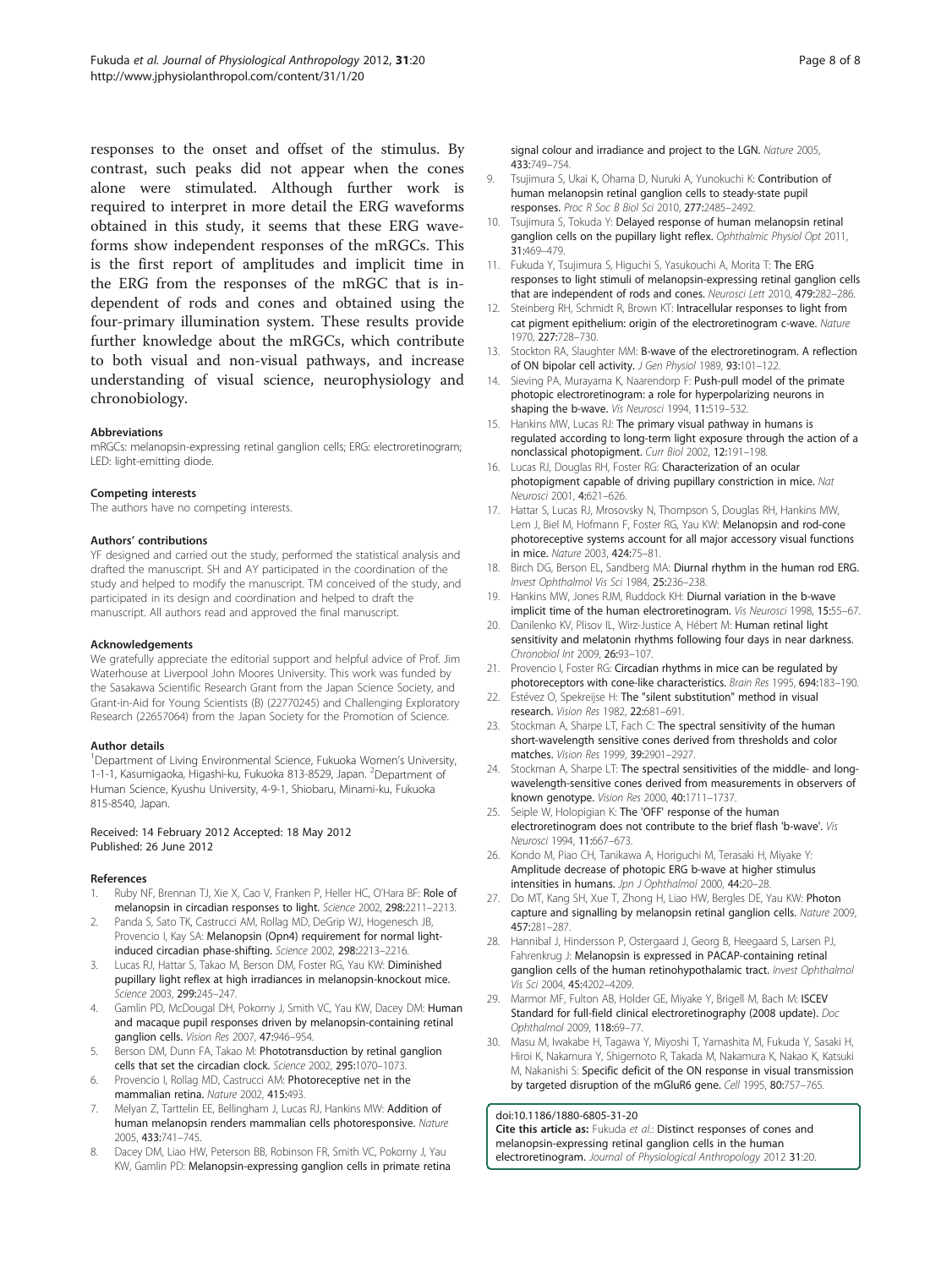responses to the onset and offset of the stimulus. By contrast, such peaks did not appear when the cones alone were stimulated. Although further work is required to interpret in more detail the ERG waveforms obtained in this study, it seems that these ERG waveforms show independent responses of the mRGCs. This is the first report of amplitudes and implicit time in the ERG from the responses of the mRGC that is independent of rods and cones and obtained using the four-primary illumination system. These results provide further knowledge about the mRGCs, which contribute to both visual and non-visual pathways, and increase understanding of visual science, neurophysiology and chronobiology.

#### Abbreviations

mRGCs: melanopsin-expressing retinal ganglion cells; ERG: electroretinogram; LED: light-emitting diode.

#### Competing interests

The authors have no competing interests.

#### Authors' contributions

YF designed and carried out the study, performed the statistical analysis and drafted the manuscript. SH and AY participated in the coordination of the study and helped to modify the manuscript. TM conceived of the study, and participated in its design and coordination and helped to draft the manuscript. All authors read and approved the final manuscript.

#### Acknowledgements

We gratefully appreciate the editorial support and helpful advice of Prof. Jim Waterhouse at Liverpool John Moores University. This work was funded by the Sasakawa Scientific Research Grant from the Japan Science Society, and Grant-in-Aid for Young Scientists (B) (22770245) and Challenging Exploratory Research (22657064) from the Japan Society for the Promotion of Science.

#### Author details

[1]Department of Living Environmental Science, Fukuoka Women's University, 1-1-1, Kasumigaoka, Higashi-ku, Fukuoka 813-8529, Japan. [2]Department of Human Science, Kyushu University, 4-9-1, Shiobaru, Minami-ku, Fukuoka 815-8540, Japan.

Received: 14 February 2012 Accepted: 18 May 2012
Published: 26 June 2012

#### References

1. Ruby NF, Brennan TJ, Xie X, Cao V, Franken P, Heller HC, O'Hara BF: **Role of melanopsin in circadian responses to light.** *Science* 2002, **298:**2211–2213.
2. Panda S, Sato TK, Castrucci AM, Rollag MD, DeGrip WJ, Hogenesch JB, Provencio I, Kay SA: **Melanopsin (Opn4) requirement for normal light-induced circadian phase-shifting.** *Science* 2002, **298:**2213–2216.
3. Lucas RJ, Hattar S, Takao M, Berson DM, Foster RG, Yau KW: **Diminished pupillary light reflex at high irradiances in melanopsin-knockout mice.** *Science* 2003, **299:**245–247.
4. Gamlin PD, McDougal DH, Pokorny J, Smith VC, Yau KW, Dacey DM: **Human and macaque pupil responses driven by melanopsin-containing retinal ganglion cells.** *Vision Res* 2007, **47:**946–954.
5. Berson DM, Dunn FA, Takao M: **Phototransduction by retinal ganglion cells that set the circadian clock.** *Science* 2002, **295:**1070–1073.
6. Provencio I, Rollag MD, Castrucci AM: **Photoreceptive net in the mammalian retina.** *Nature* 2002, **415:**493.
7. Melyan Z, Tarttelin EE, Bellingham J, Lucas RJ, Hankins MW: **Addition of human melanopsin renders mammalian cells photoresponsive.** *Nature* 2005, **433:**741–745.
8. Dacey DM, Liao HW, Peterson BB, Robinson FR, Smith VC, Pokorny J, Yau KW, Gamlin PD: **Melanopsin-expressing ganglion cells in primate retina signal colour and irradiance and project to the LGN.** *Nature* 2005, **433:**749–754.
9. Tsujimura S, Ukai K, Ohama D, Nuruki A, Yunokuchi K: **Contribution of human melanopsin retinal ganglion cells to steady-state pupil responses.** *Proc R Soc B Biol Sci* 2010, **277:**2485–2492.
10. Tsujimura S, Tokuda Y: **Delayed response of human melanopsin retinal ganglion cells on the pupillary light reflex.** *Ophthalmic Physiol Opt* 2011, **31:**469–479.
11. Fukuda Y, Tsujimura S, Higuchi S, Yasukouchi A, Morita T: **The ERG responses to light stimuli of melanopsin-expressing retinal ganglion cells that are independent of rods and cones.** *Neurosci Lett* 2010, **479:**282–286.
12. Steinberg RH, Schmidt R, Brown KT: **Intracellular responses to light from cat pigment epithelium: origin of the electroretinogram c-wave.** *Nature* 1970, **227:**728–730.
13. Stockton RA, Slaughter MM: **B-wave of the electroretinogram. A reflection of ON bipolar cell activity.** *J Gen Physiol* 1989, **93:**101–122.
14. Sieving PA, Murayama K, Naarendorp F: **Push-pull model of the primate photopic electroretinogram: a role for hyperpolarizing neurons in shaping the b-wave.** *Vis Neurosci* 1994, **11:**519–532.
15. Hankins MW, Lucas RJ: **The primary visual pathway in humans is regulated according to long-term light exposure through the action of a nonclassical photopigment.** *Curr Biol* 2002, **12:**191–198.
16. Lucas RJ, Douglas RH, Foster RG: **Characterization of an ocular photopigment capable of driving pupillary constriction in mice.** *Nat Neurosci* 2001, **4:**621–626.
17. Hattar S, Lucas RJ, Mrosovsky N, Thompson S, Douglas RH, Hankins MW, Lem J, Biel M, Hofmann F, Foster RG, Yau KW: **Melanopsin and rod-cone photoreceptive systems account for all major accessory visual functions in mice.** *Nature* 2003, **424:**75–81.
18. Birch DG, Berson EL, Sandberg MA: **Diurnal rhythm in the human rod ERG.** *Invest Ophthalmol Vis Sci* 1984, **25:**236–238.
19. Hankins MW, Jones RJM, Ruddock KH: **Diurnal variation in the b-wave implicit time of the human electroretinogram.** *Vis Neurosci* 1998, **15:**55–67.
20. Danilenko KV, Plisov IL, Wirz-Justice A, Hébert M: **Human retinal light sensitivity and melatonin rhythms following four days in near darkness.** *Chronobiol Int* 2009, **26:**93–107.
21. Provencio I, Foster RG: **Circadian rhythms in mice can be regulated by photoreceptors with cone-like characteristics.** *Brain Res* 1995, **694:**183–190.
22. Estévez O, Spekreijse H: **The "silent substitution" method in visual research.** *Vision Res* 1982, **22:**681–691.
23. Stockman A, Sharpe LT, Fach C: **The spectral sensitivity of the human short-wavelength sensitive cones derived from thresholds and color matches.** *Vision Res* 1999, **39:**2901–2927.
24. Stockman A, Sharpe LT: **The spectral sensitivities of the middle- and long-wavelength-sensitive cones derived from measurements in observers of known genotype.** *Vision Res* 2000, **40:**1711–1737.
25. Seiple W, Holopigian K: **The 'OFF' response of the human electroretinogram does not contribute to the brief flash 'b-wave'.** *Vis Neurosci* 1994, **11:**667–673.
26. Kondo M, Piao CH, Tanikawa A, Horiguchi M, Terasaki H, Miyake Y: **Amplitude decrease of photopic ERG b-wave at higher stimulus intensities in humans.** *Jpn J Ophthalmol* 2000, **44:**20–28.
27. Do MT, Kang SH, Xue T, Zhong H, Liao HW, Bergles DE, Yau KW: **Photon capture and signalling by melanopsin retinal ganglion cells.** *Nature* 2009, **457:**281–287.
28. Hannibal J, Hindersson P, Ostergaard J, Georg B, Heegaard S, Larsen PJ, Fahrenkrug J: **Melanopsin is expressed in PACAP-containing retinal ganglion cells of the human retinohypothalamic tract.** *Invest Ophthalmol Vis Sci* 2004, **45:**4202–4209.
29. Marmor MF, Fulton AB, Holder GE, Miyake Y, Brigell M, Bach M: **ISCEV Standard for full-field clinical electroretinography (2008 update).** *Doc Ophthalmol* 2009, **118:**69–77.
30. Masu M, Iwakabe H, Tagawa Y, Miyoshi T, Yamashita M, Fukuda Y, Sasaki H, Hiroi K, Nakamura Y, Shigemoto R, Takada M, Nakamura K, Nakao K, Katsuki M, Nakanishi S: **Specific deficit of the ON response in visual transmission by targeted disruption of the mGluR6 gene.** *Cell* 1995, **80:**757–765.

doi:10.1186/1880-6805-31-20
**Cite this article as:** Fukuda *et al.*: Distinct responses of cones and melanopsin-expressing retinal ganglion cells in the human electroretinogram. *Journal of Physiological Anthropology* 2012 **31**:20.